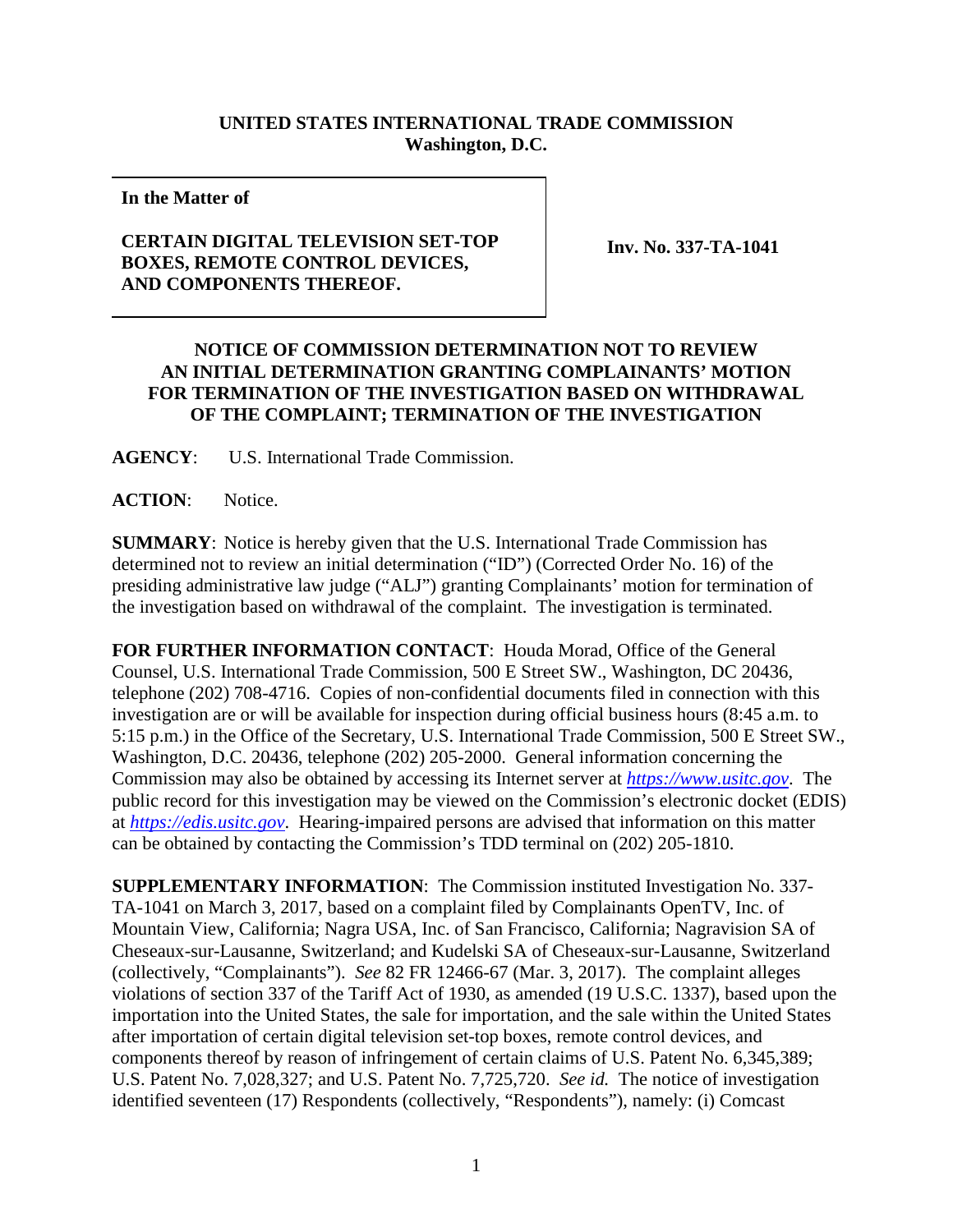**UNITED STATES INTERNATIONAL TRADE COMMISSION**
**Washington, D.C.**

| **In the Matter of**<br><br>**CERTAIN DIGITAL TELEVISION SET-TOP BOXES, REMOTE CONTROL DEVICES, AND COMPONENTS THEREOF.** | **Inv. No. 337-TA-1041** |
|---|---|

## NOTICE OF COMMISSION DETERMINATION NOT TO REVIEW AN INITIAL DETERMINATION GRANTING COMPLAINANTS' MOTION FOR TERMINATION OF THE INVESTIGATION BASED ON WITHDRAWAL OF THE COMPLAINT; TERMINATION OF THE INVESTIGATION

**AGENCY**: U.S. International Trade Commission.

**ACTION**: Notice.

**SUMMARY**: Notice is hereby given that the U.S. International Trade Commission has determined not to review an initial determination ("ID") (Corrected Order No. 16) of the presiding administrative law judge ("ALJ") granting Complainants' motion for termination of the investigation based on withdrawal of the complaint. The investigation is terminated.

**FOR FURTHER INFORMATION CONTACT**: Houda Morad, Office of the General Counsel, U.S. International Trade Commission, 500 E Street SW., Washington, DC 20436, telephone (202) 708-4716. Copies of non-confidential documents filed in connection with this investigation are or will be available for inspection during official business hours (8:45 a.m. to 5:15 p.m.) in the Office of the Secretary, U.S. International Trade Commission, 500 E Street SW., Washington, D.C. 20436, telephone (202) 205-2000. General information concerning the Commission may also be obtained by accessing its Internet server at *https://www.usitc.gov*. The public record for this investigation may be viewed on the Commission's electronic docket (EDIS) at *https://edis.usitc.gov*. Hearing-impaired persons are advised that information on this matter can be obtained by contacting the Commission's TDD terminal on (202) 205-1810.

**SUPPLEMENTARY INFORMATION**: The Commission instituted Investigation No. 337-TA-1041 on March 3, 2017, based on a complaint filed by Complainants OpenTV, Inc. of Mountain View, California; Nagra USA, Inc. of San Francisco, California; Nagravision SA of Cheseaux-sur-Lausanne, Switzerland; and Kudelski SA of Cheseaux-sur-Lausanne, Switzerland (collectively, "Complainants"). *See* 82 FR 12466-67 (Mar. 3, 2017). The complaint alleges violations of section 337 of the Tariff Act of 1930, as amended (19 U.S.C. 1337), based upon the importation into the United States, the sale for importation, and the sale within the United States after importation of certain digital television set-top boxes, remote control devices, and components thereof by reason of infringement of certain claims of U.S. Patent No. 6,345,389; U.S. Patent No. 7,028,327; and U.S. Patent No. 7,725,720. *See id.* The notice of investigation identified seventeen (17) Respondents (collectively, "Respondents"), namely: (i) Comcast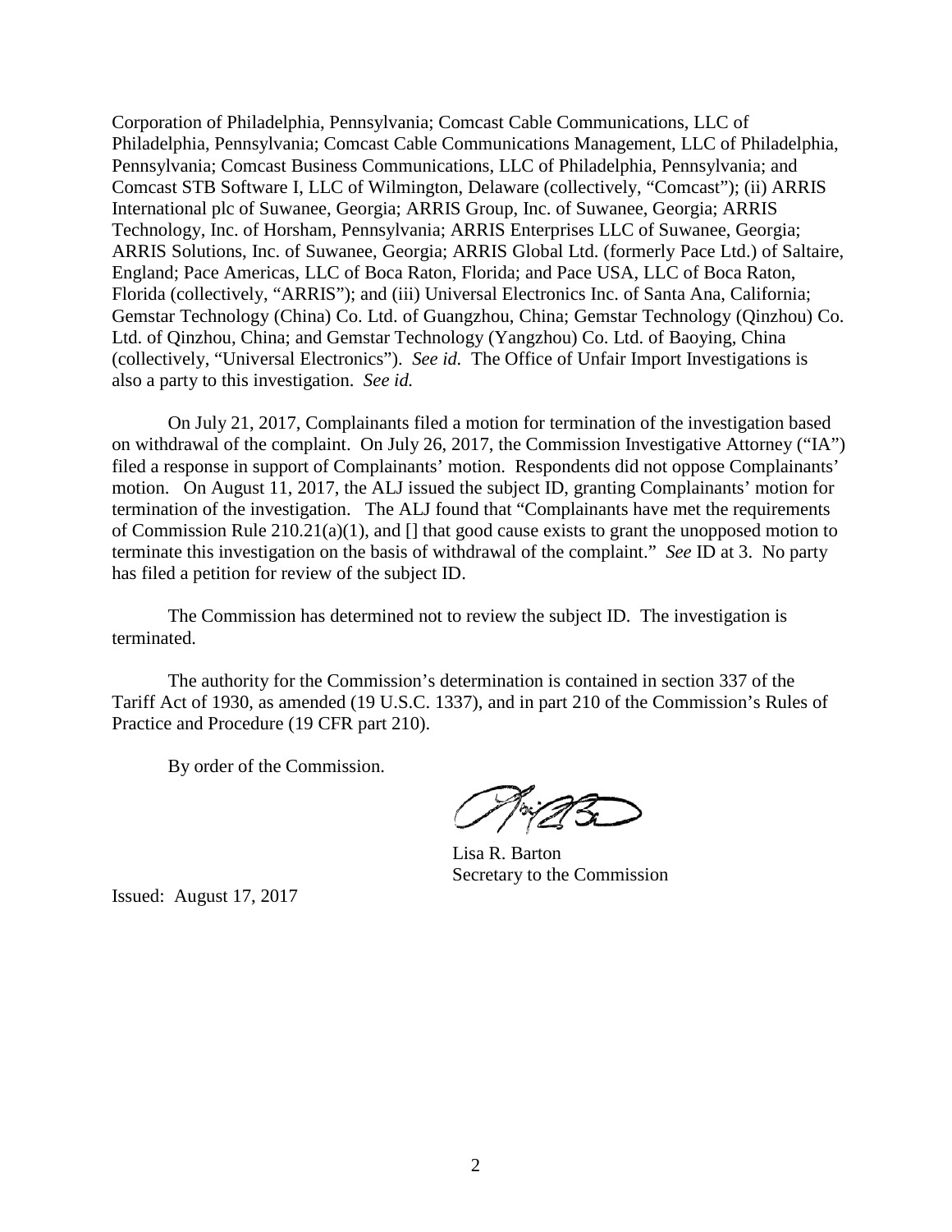Corporation of Philadelphia, Pennsylvania; Comcast Cable Communications, LLC of Philadelphia, Pennsylvania; Comcast Cable Communications Management, LLC of Philadelphia, Pennsylvania; Comcast Business Communications, LLC of Philadelphia, Pennsylvania; and Comcast STB Software I, LLC of Wilmington, Delaware (collectively, "Comcast"); (ii) ARRIS International plc of Suwanee, Georgia; ARRIS Group, Inc. of Suwanee, Georgia; ARRIS Technology, Inc. of Horsham, Pennsylvania; ARRIS Enterprises LLC of Suwanee, Georgia; ARRIS Solutions, Inc. of Suwanee, Georgia; ARRIS Global Ltd. (formerly Pace Ltd.) of Saltaire, England; Pace Americas, LLC of Boca Raton, Florida; and Pace USA, LLC of Boca Raton, Florida (collectively, "ARRIS"); and (iii) Universal Electronics Inc. of Santa Ana, California; Gemstar Technology (China) Co. Ltd. of Guangzhou, China; Gemstar Technology (Qinzhou) Co. Ltd. of Qinzhou, China; and Gemstar Technology (Yangzhou) Co. Ltd. of Baoying, China (collectively, "Universal Electronics"). *See id.* The Office of Unfair Import Investigations is also a party to this investigation. *See id.*

On July 21, 2017, Complainants filed a motion for termination of the investigation based on withdrawal of the complaint. On July 26, 2017, the Commission Investigative Attorney ("IA") filed a response in support of Complainants' motion. Respondents did not oppose Complainants' motion. On August 11, 2017, the ALJ issued the subject ID, granting Complainants' motion for termination of the investigation. The ALJ found that "Complainants have met the requirements of Commission Rule 210.21(a)(1), and [] that good cause exists to grant the unopposed motion to terminate this investigation on the basis of withdrawal of the complaint." *See* ID at 3. No party has filed a petition for review of the subject ID.

The Commission has determined not to review the subject ID. The investigation is terminated.

The authority for the Commission's determination is contained in section 337 of the Tariff Act of 1930, as amended (19 U.S.C. 1337), and in part 210 of the Commission's Rules of Practice and Procedure (19 CFR part 210).

By order of the Commission.

Lisa R. Barton
Secretary to the Commission

Issued: August 17, 2017